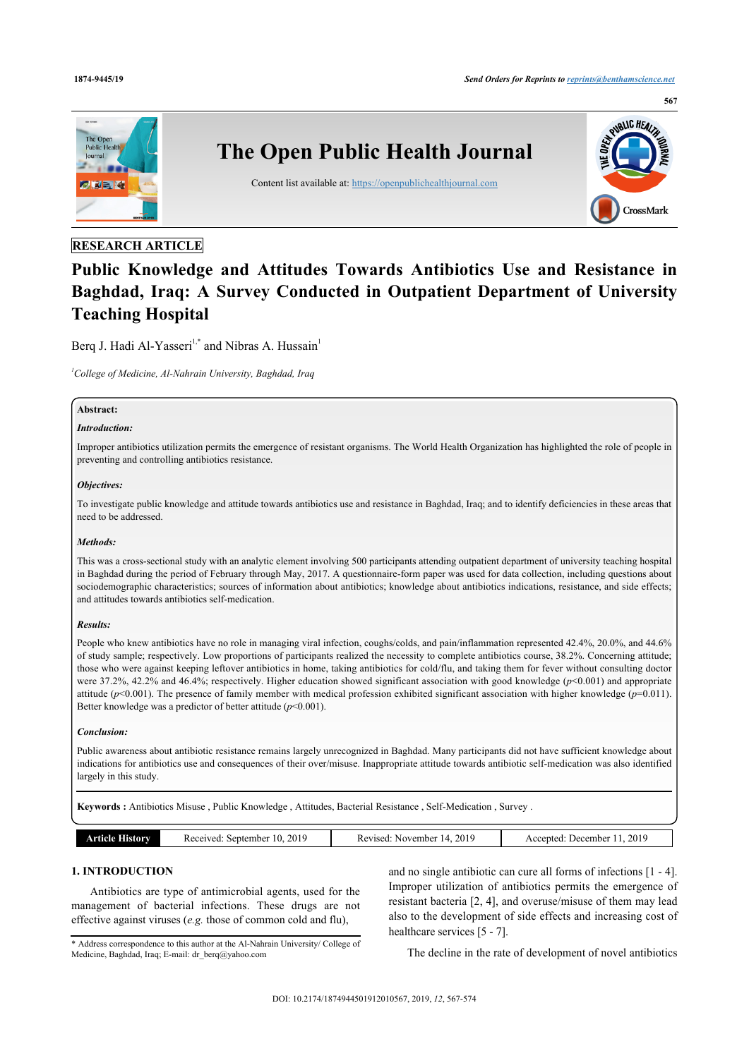RESEARCH ARTICLE

# Public Knowledge and Attitudes Towards Antibiotics Use and Resistance in Baghdad, Iraq: A Survey Conducted in Outpatient Department of University Teaching Hospital

Berq J. Hadi Al-Yasseri[1,*] and Nibras A. Hussain[1]

[1]*College of Medicine, Al-Nahrain University, Baghdad, Iraq*

**Abstract:**

***Introduction:***

Improper antibiotics utilization permits the emergence of resistant organisms. The World Health Organization has highlighted the role of people in preventing and controlling antibiotics resistance.

***Objectives:***

To investigate public knowledge and attitude towards antibiotics use and resistance in Baghdad, Iraq; and to identify deficiencies in these areas that need to be addressed.

***Methods:***

This was a cross-sectional study with an analytic element involving 500 participants attending outpatient department of university teaching hospital in Baghdad during the period of February through May, 2017. A questionnaire-form paper was used for data collection, including questions about sociodemographic characteristics; sources of information about antibiotics; knowledge about antibiotics indications, resistance, and side effects; and attitudes towards antibiotics self-medication.

***Results:***

People who knew antibiotics have no role in managing viral infection, coughs/colds, and pain/inflammation represented 42.4%, 20.0%, and 44.6% of study sample; respectively. Low proportions of participants realized the necessity to complete antibiotics course, 38.2%. Concerning attitude; those who were against keeping leftover antibiotics in home, taking antibiotics for cold/flu, and taking them for fever without consulting doctor were 37.2%, 42.2% and 46.4%; respectively. Higher education showed significant association with good knowledge ($p<0.001$) and appropriate attitude ($p<0.001$). The presence of family member with medical profession exhibited significant association with higher knowledge ($p=0.011$). Better knowledge was a predictor of better attitude ($p<0.001$).

***Conclusion:***

Public awareness about antibiotic resistance remains largely unrecognized in Baghdad. Many participants did not have sufficient knowledge about indications for antibiotics use and consequences of their over/misuse. Inappropriate attitude towards antibiotic self-medication was also identified largely in this study.

**Keywords :** Antibiotics Misuse , Public Knowledge , Attitudes, Bacterial Resistance , Self-Medication , Survey .

| Article History | Received: September 10, 2019 | Revised: November 14, 2019 | Accepted: December 11, 2019 |
|---|---|---|---|

## 1. INTRODUCTION

Antibiotics are type of antimicrobial agents, used for the management of bacterial infections. These drugs are not effective against viruses (*e.g.* those of common cold and flu), and no single antibiotic can cure all forms of infections [1 - 4]. Improper utilization of antibiotics permits the emergence of resistant bacteria [2, 4], and overuse/misuse of them may lead also to the development of side effects and increasing cost of healthcare services [5 - 7].

The decline in the rate of development of novel antibiotics

\* Address correspondence to this author at the Al-Nahrain University/ College of Medicine, Baghdad, Iraq; E-mail: dr_berq@yahoo.com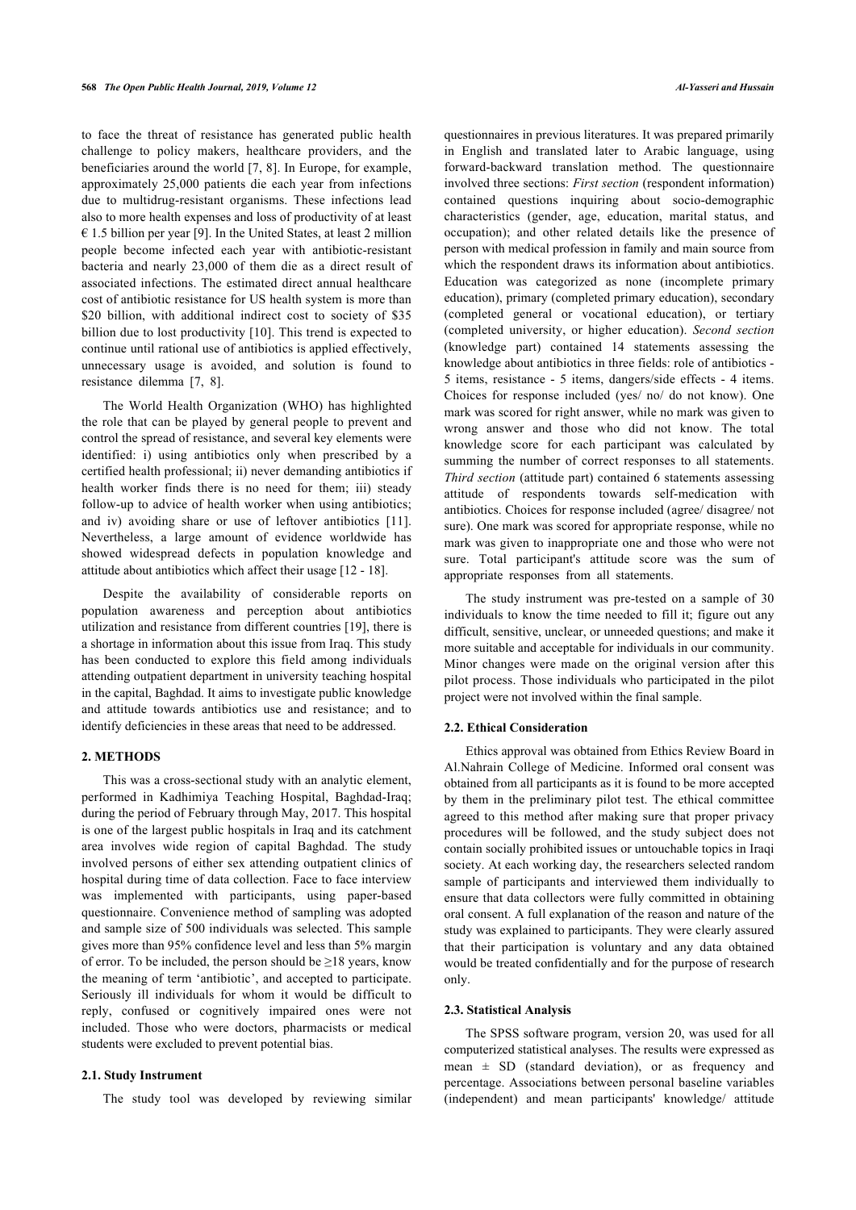to face the threat of resistance has generated public health challenge to policy makers, healthcare providers, and the beneficiaries around the world [7, 8]. In Europe, for example, approximately 25,000 patients die each year from infections due to multidrug-resistant organisms. These infections lead also to more health expenses and loss of productivity of at least € 1.5 billion per year [9]. In the United States, at least 2 million people become infected each year with antibiotic-resistant bacteria and nearly 23,000 of them die as a direct result of associated infections. The estimated direct annual healthcare cost of antibiotic resistance for US health system is more than \$20 billion, with additional indirect cost to society of \$35 billion due to lost productivity [10]. This trend is expected to continue until rational use of antibiotics is applied effectively, unnecessary usage is avoided, and solution is found to resistance dilemma [7, 8].

The World Health Organization (WHO) has highlighted the role that can be played by general people to prevent and control the spread of resistance, and several key elements were identified: i) using antibiotics only when prescribed by a certified health professional; ii) never demanding antibiotics if health worker finds there is no need for them; iii) steady follow-up to advice of health worker when using antibiotics; and iv) avoiding share or use of leftover antibiotics [11]. Nevertheless, a large amount of evidence worldwide has showed widespread defects in population knowledge and attitude about antibiotics which affect their usage [12 - 18].

Despite the availability of considerable reports on population awareness and perception about antibiotics utilization and resistance from different countries [19], there is a shortage in information about this issue from Iraq. This study has been conducted to explore this field among individuals attending outpatient department in university teaching hospital in the capital, Baghdad. It aims to investigate public knowledge and attitude towards antibiotics use and resistance; and to identify deficiencies in these areas that need to be addressed.

## 2. METHODS

This was a cross-sectional study with an analytic element, performed in Kadhimiya Teaching Hospital, Baghdad-Iraq; during the period of February through May, 2017. This hospital is one of the largest public hospitals in Iraq and its catchment area involves wide region of capital Baghdad. The study involved persons of either sex attending outpatient clinics of hospital during time of data collection. Face to face interview was implemented with participants, using paper-based questionnaire. Convenience method of sampling was adopted and sample size of 500 individuals was selected. This sample gives more than 95% confidence level and less than 5% margin of error. To be included, the person should be ≥18 years, know the meaning of term 'antibiotic', and accepted to participate. Seriously ill individuals for whom it would be difficult to reply, confused or cognitively impaired ones were not included. Those who were doctors, pharmacists or medical students were excluded to prevent potential bias.

### 2.1. Study Instrument

The study tool was developed by reviewing similar questionnaires in previous literatures. It was prepared primarily in English and translated later to Arabic language, using forward-backward translation method. The questionnaire involved three sections: *First section* (respondent information) contained questions inquiring about socio-demographic characteristics (gender, age, education, marital status, and occupation); and other related details like the presence of person with medical profession in family and main source from which the respondent draws its information about antibiotics. Education was categorized as none (incomplete primary education), primary (completed primary education), secondary (completed general or vocational education), or tertiary (completed university, or higher education). *Second section* (knowledge part) contained 14 statements assessing the knowledge about antibiotics in three fields: role of antibiotics - 5 items, resistance - 5 items, dangers/side effects - 4 items. Choices for response included (yes/ no/ do not know). One mark was scored for right answer, while no mark was given to wrong answer and those who did not know. The total knowledge score for each participant was calculated by summing the number of correct responses to all statements. *Third section* (attitude part) contained 6 statements assessing attitude of respondents towards self-medication with antibiotics. Choices for response included (agree/ disagree/ not sure). One mark was scored for appropriate response, while no mark was given to inappropriate one and those who were not sure. Total participant's attitude score was the sum of appropriate responses from all statements.

The study instrument was pre-tested on a sample of 30 individuals to know the time needed to fill it; figure out any difficult, sensitive, unclear, or unneeded questions; and make it more suitable and acceptable for individuals in our community. Minor changes were made on the original version after this pilot process. Those individuals who participated in the pilot project were not involved within the final sample.

### 2.2. Ethical Consideration

Ethics approval was obtained from Ethics Review Board in Al.Nahrain College of Medicine. Informed oral consent was obtained from all participants as it is found to be more accepted by them in the preliminary pilot test. The ethical committee agreed to this method after making sure that proper privacy procedures will be followed, and the study subject does not contain socially prohibited issues or untouchable topics in Iraqi society. At each working day, the researchers selected random sample of participants and interviewed them individually to ensure that data collectors were fully committed in obtaining oral consent. A full explanation of the reason and nature of the study was explained to participants. They were clearly assured that their participation is voluntary and any data obtained would be treated confidentially and for the purpose of research only.

### 2.3. Statistical Analysis

The SPSS software program, version 20, was used for all computerized statistical analyses. The results were expressed as mean ± SD (standard deviation), or as frequency and percentage. Associations between personal baseline variables (independent) and mean participants' knowledge/ attitude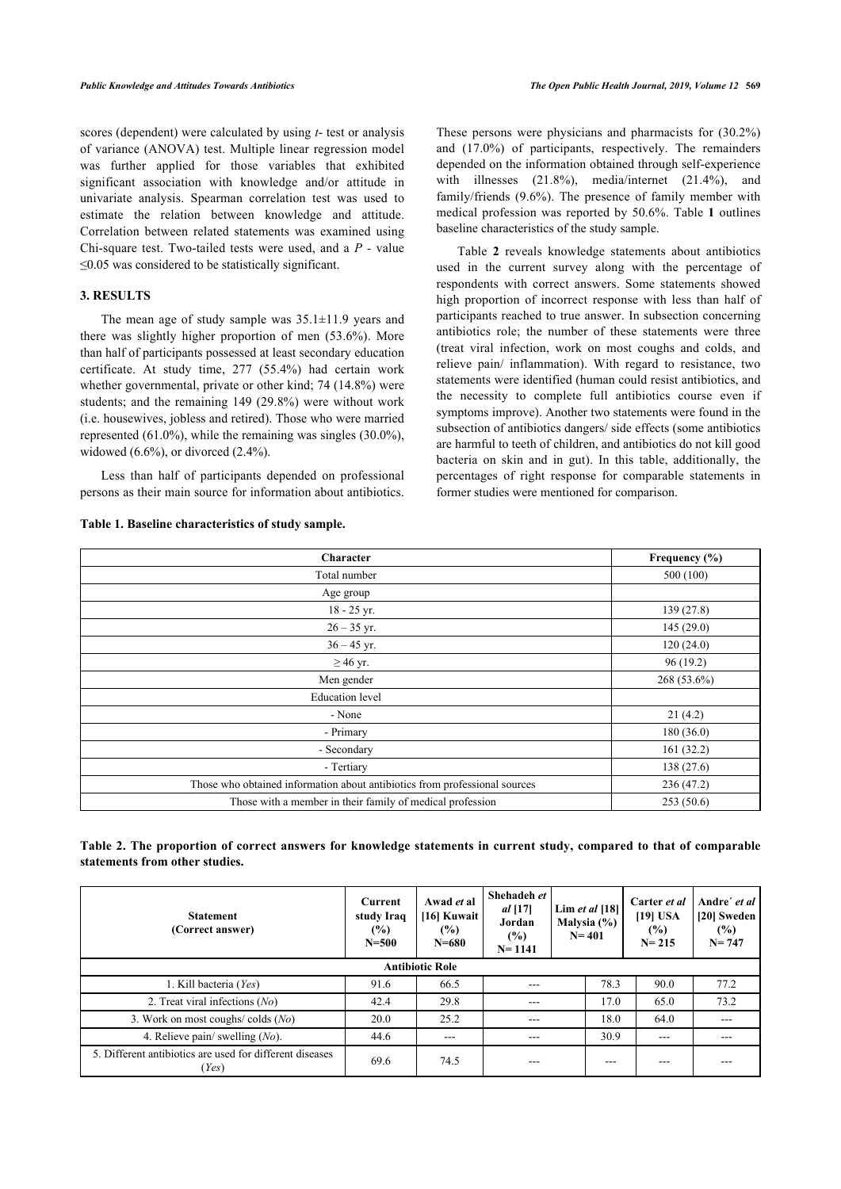scores (dependent) were calculated by using *t*- test or analysis of variance (ANOVA) test. Multiple linear regression model was further applied for those variables that exhibited significant association with knowledge and/or attitude in univariate analysis. Spearman correlation test was used to estimate the relation between knowledge and attitude. Correlation between related statements was examined using Chi-square test. Two-tailed tests were used, and a $P$ - value $\leq 0.05$ was considered to be statistically significant.

## 3. RESULTS

The mean age of study sample was 35.1±11.9 years and there was slightly higher proportion of men (53.6%). More than half of participants possessed at least secondary education certificate. At study time, 277 (55.4%) had certain work whether governmental, private or other kind; 74 (14.8%) were students; and the remaining 149 (29.8%) were without work (i.e. housewives, jobless and retired). Those who were married represented (61.0%), while the remaining was singles (30.0%), widowed (6.6%), or divorced (2.4%).

Less than half of participants depended on professional persons as their main source for information about antibiotics. These persons were physicians and pharmacists for (30.2%) and (17.0%) of participants, respectively. The remainders depended on the information obtained through self-experience with illnesses (21.8%), media/internet (21.4%), and family/friends (9.6%). The presence of family member with medical profession was reported by 50.6%. Table **1** outlines baseline characteristics of the study sample.

Table **2** reveals knowledge statements about antibiotics used in the current survey along with the percentage of respondents with correct answers. Some statements showed high proportion of incorrect response with less than half of participants reached to true answer. In subsection concerning antibiotics role; the number of these statements were three (treat viral infection, work on most coughs and colds, and relieve pain/ inflammation). With regard to resistance, two statements were identified (human could resist antibiotics, and the necessity to complete full antibiotics course even if symptoms improve). Another two statements were found in the subsection of antibiotics dangers/ side effects (some antibiotics are harmful to teeth of children, and antibiotics do not kill good bacteria on skin and in gut). In this table, additionally, the percentages of right response for comparable statements in former studies were mentioned for comparison.

**Table 1. Baseline characteristics of study sample.**

| Character | Frequency (%) |
|---|---|
| Total number | 500 (100) |
| Age group | |
| 18 - 25 yr. | 139 (27.8) |
| 26 – 35 yr. | 145 (29.0) |
| 36 – 45 yr. | 120 (24.0) |
| ≥ 46 yr. | 96 (19.2) |
| Men gender | 268 (53.6%) |
| Education level | |
| - None | 21 (4.2) |
| - Primary | 180 (36.0) |
| - Secondary | 161 (32.2) |
| - Tertiary | 138 (27.6) |
| Those who obtained information about antibiotics from professional sources | 236 (47.2) |
| Those with a member in their family of medical profession | 253 (50.6) |

**Table 2. The proportion of correct answers for knowledge statements in current study, compared to that of comparable statements from other studies.**

| Statement (Correct answer) | Current study Iraq (%) N=500 | Awad *et al* [16] Kuwait (%) N=680 | Shehadeh *et al* [17] Jordan (%) N= 1141 | Lim *et al* [18] Malysia (%) N= 401 | Carter *et al* [19] USA (%) N= 215 | Andre´ *et al* [20] Sweden (%) N= 747 |
|---|---|---|---|---|---|---|
| **Antibiotic Role** | | | | | | |
| 1. Kill bacteria (*Yes*) | 91.6 | 66.5 | --- | 78.3 | 90.0 | 77.2 |
| 2. Treat viral infections (*No*) | 42.4 | 29.8 | --- | 17.0 | 65.0 | 73.2 |
| 3. Work on most coughs/ colds (*No*) | 20.0 | 25.2 | --- | 18.0 | 64.0 | --- |
| 4. Relieve pain/ swelling (*No*). | 44.6 | --- | --- | 30.9 | --- | --- |
| 5. Different antibiotics are used for different diseases (*Yes*) | 69.6 | 74.5 | --- | --- | --- | --- |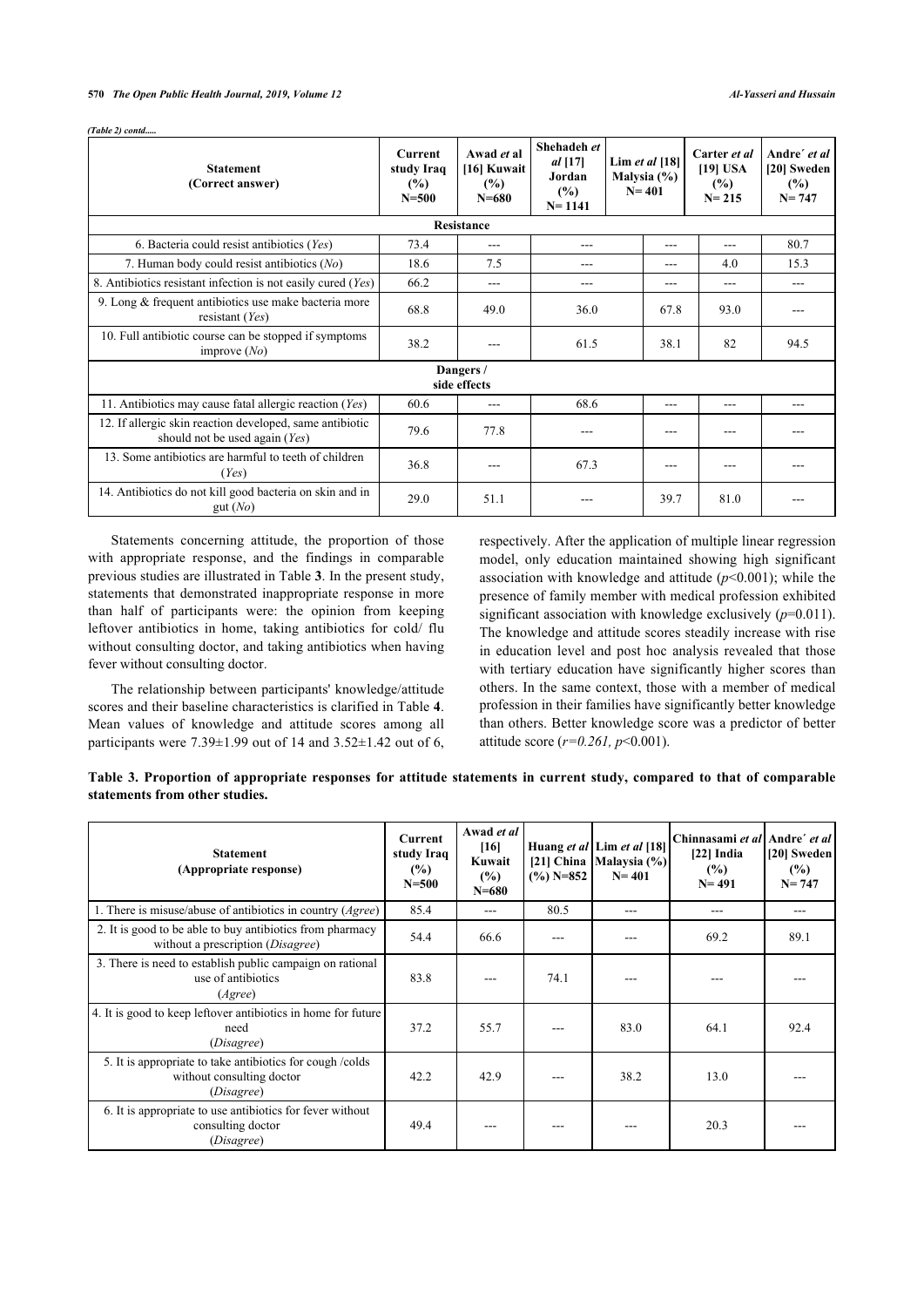*(Table 2) contd.....*

| Statement (Correct answer) | Current study Iraq (%) N=500 | Awad *et al* [16] Kuwait (%) N=680 | Shehadeh *et al* [17] Jordan (%) N= 1141 | Lim *et al* [18] Malysia (%) N= 401 | Carter *et al* [19] USA (%) N= 215 | Andre´ *et al* [20] Sweden (%) N= 747 |
|---|---|---|---|---|---|---|
| **Resistance** | | | | | | |
| 6. Bacteria could resist antibiotics (*Yes*) | 73.4 | --- | --- | --- | --- | 80.7 |
| 7. Human body could resist antibiotics (*No*) | 18.6 | 7.5 | --- | --- | 4.0 | 15.3 |
| 8. Antibiotics resistant infection is not easily cured (*Yes*) | 66.2 | --- | --- | --- | --- | --- |
| 9. Long & frequent antibiotics use make bacteria more resistant (*Yes*) | 68.8 | 49.0 | 36.0 | 67.8 | 93.0 | --- |
| 10. Full antibiotic course can be stopped if symptoms improve (*No*) | 38.2 | --- | 61.5 | 38.1 | 82 | 94.5 |
| **Dangers / side effects** | | | | | | |
| 11. Antibiotics may cause fatal allergic reaction (*Yes*) | 60.6 | --- | 68.6 | --- | --- | --- |
| 12. If allergic skin reaction developed, same antibiotic should not be used again (*Yes*) | 79.6 | 77.8 | --- | --- | --- | --- |
| 13. Some antibiotics are harmful to teeth of children (*Yes*) | 36.8 | --- | 67.3 | --- | --- | --- |
| 14. Antibiotics do not kill good bacteria on skin and in gut (*No*) | 29.0 | 51.1 | --- | 39.7 | 81.0 | --- |

Statements concerning attitude, the proportion of those with appropriate response, and the findings in comparable previous studies are illustrated in Table **3**. In the present study, statements that demonstrated inappropriate response in more than half of participants were: the opinion from keeping leftover antibiotics in home, taking antibiotics for cold/ flu without consulting doctor, and taking antibiotics when having fever without consulting doctor.

The relationship between participants' knowledge/attitude scores and their baseline characteristics is clarified in Table **4**. Mean values of knowledge and attitude scores among all participants were 7.39±1.99 out of 14 and 3.52±1.42 out of 6, respectively. After the application of multiple linear regression model, only education maintained showing high significant association with knowledge and attitude ($p<0.001$); while the presence of family member with medical profession exhibited significant association with knowledge exclusively ($p=0.011$). The knowledge and attitude scores steadily increase with rise in education level and post hoc analysis revealed that those with tertiary education have significantly higher scores than others. In the same context, those with a member of medical profession in their families have significantly better knowledge than others. Better knowledge score was a predictor of better attitude score ($r=0.261$, $p<0.001$).

**Table 3. Proportion of appropriate responses for attitude statements in current study, compared to that of comparable statements from other studies.**

| Statement (Appropriate response) | Current study Iraq (%) N=500 | Awad *et al* [16] Kuwait (%) N=680 | Huang *et al* [21] China (%) N=852 | Lim *et al* [18] Malaysia (%) N= 401 | Chinnasami *et al* [22] India (%) N= 491 | Andre´ *et al* [20] Sweden (%) N= 747 |
|---|---|---|---|---|---|---|
| 1. There is misuse/abuse of antibiotics in country (*Agree*) | 85.4 | --- | 80.5 | --- | --- | --- |
| 2. It is good to be able to buy antibiotics from pharmacy without a prescription (*Disagree*) | 54.4 | 66.6 | --- | --- | 69.2 | 89.1 |
| 3. There is need to establish public campaign on rational use of antibiotics (*Agree*) | 83.8 | --- | 74.1 | --- | --- | --- |
| 4. It is good to keep leftover antibiotics in home for future need (*Disagree*) | 37.2 | 55.7 | --- | 83.0 | 64.1 | 92.4 |
| 5. It is appropriate to take antibiotics for cough /colds without consulting doctor (*Disagree*) | 42.2 | 42.9 | --- | 38.2 | 13.0 | --- |
| 6. It is appropriate to use antibiotics for fever without consulting doctor (*Disagree*) | 49.4 | --- | --- | --- | 20.3 | --- |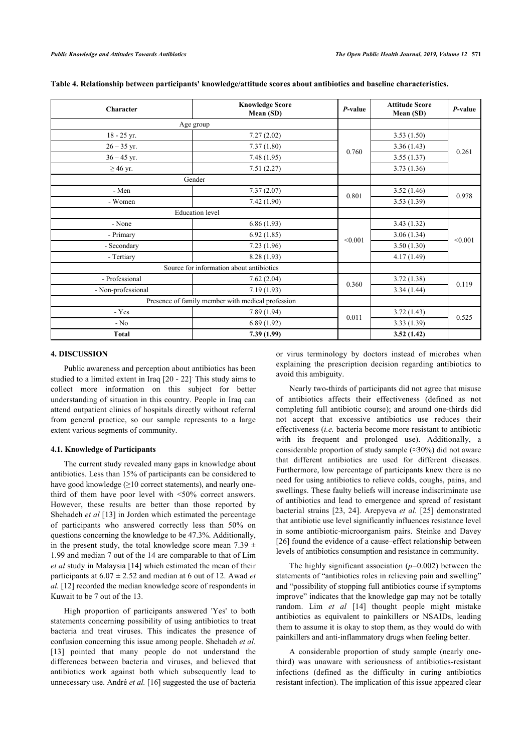**Table 4. Relationship between participants' knowledge/attitude scores about antibiotics and baseline characteristics.**

| Character | Knowledge Score Mean (SD) | *P*-value | Attitude Score Mean (SD) | *P*-value |
|---|---|---|---|---|
| Age group | | | | |
| 18 - 25 yr. | 7.27 (2.02) | 0.760 | 3.53 (1.50) | 0.261 |
| 26 – 35 yr. | 7.37 (1.80) | | 3.36 (1.43) | |
| 36 – 45 yr. | 7.48 (1.95) | | 3.55 (1.37) | |
| ≥ 46 yr. | 7.51 (2.27) | | 3.73 (1.36) | |
| Gender | | | | |
| - Men | 7.37 (2.07) | 0.801 | 3.52 (1.46) | 0.978 |
| - Women | 7.42 (1.90) | | 3.53 (1.39) | |
| Education level | | | | |
| - None | 6.86 (1.93) | <0.001 | 3.43 (1.32) | <0.001 |
| - Primary | 6.92 (1.85) | | 3.06 (1.34) | |
| - Secondary | 7.23 (1.96) | | 3.50 (1.30) | |
| - Tertiary | 8.28 (1.93) | | 4.17 (1.49) | |
| Source for information about antibiotics | | | | |
| - Professional | 7.62 (2.04) | 0.360 | 3.72 (1.38) | 0.119 |
| - Non-professional | 7.19 (1.93) | | 3.34 (1.44) | |
| Presence of family member with medical profession | | | | |
| - Yes | 7.89 (1.94) | 0.011 | 3.72 (1.43) | 0.525 |
| - No | 6.89 (1.92) | | 3.33 (1.39) | |
| **Total** | **7.39 (1.99)** | | **3.52 (1.42)** | |

## 4. DISCUSSION

Public awareness and perception about antibiotics has been studied to a limited extent in Iraq [20 - 22]. This study aims to collect more information on this subject for better understanding of situation in this country. People in Iraq can attend outpatient clinics of hospitals directly without referral from general practice, so our sample represents to a large extent various segments of community.

### 4.1. Knowledge of Participants

The current study revealed many gaps in knowledge about antibiotics. Less than 15% of participants can be considered to have good knowledge (≥10 correct statements), and nearly one-third of them have poor level with <50% correct answers. However, these results are better than those reported by Shehadeh *et al* [13] in Jorden which estimated the percentage of participants who answered correctly less than 50% on questions concerning the knowledge to be 47.3%. Additionally, in the present study, the total knowledge score mean 7.39 ± 1.99 and median 7 out of the 14 are comparable to that of Lim *et al* study in Malaysia [14] which estimated the mean of their participants at 6.07 ± 2.52 and median at 6 out of 12. Awad *et al.* [12] recorded the median knowledge score of respondents in Kuwait to be 7 out of the 13.

High proportion of participants answered 'Yes' to both statements concerning possibility of using antibiotics to treat bacteria and treat viruses. This indicates the presence of confusion concerning this issue among people. Shehadeh *et al.* [13] pointed that many people do not understand the differences between bacteria and viruses, and believed that antibiotics work against both which subsequently lead to unnecessary use. André *et al.* [16] suggested the use of bacteria or virus terminology by doctors instead of microbes when explaining the prescription decision regarding antibiotics to avoid this ambiguity.

Nearly two-thirds of participants did not agree that misuse of antibiotics affects their effectiveness (defined as not completing full antibiotic course); and around one-thirds did not accept that excessive antibiotics use reduces their effectiveness (*i.e.* bacteria become more resistant to antibiotic with its frequent and prolonged use). Additionally, a considerable proportion of study sample (≈30%) did not aware that different antibiotics are used for different diseases. Furthermore, low percentage of participants knew there is no need for using antibiotics to relieve colds, coughs, pains, and swellings. These faulty beliefs will increase indiscriminate use of antibiotics and lead to emergence and spread of resistant bacterial strains [23, 24]. Arepyeva *et al.* [25] demonstrated that antibiotic use level significantly influences resistance level in some antibiotic-microorganism pairs. Steinke and Davey [26] found the evidence of a cause–effect relationship between levels of antibiotics consumption and resistance in community.

The highly significant association ($p$=0.002) between the statements of "antibiotics roles in relieving pain and swelling" and "possibility of stopping full antibiotics course if symptoms improve" indicates that the knowledge gap may not be totally random. Lim *et al* [14] thought people might mistake antibiotics as equivalent to painkillers or NSAIDs, leading them to assume it is okay to stop them, as they would do with painkillers and anti-inflammatory drugs when feeling better.

A considerable proportion of study sample (nearly one-third) was unaware with seriousness of antibiotics-resistant infections (defined as the difficulty in curing antibiotics resistant infection). The implication of this issue appeared clear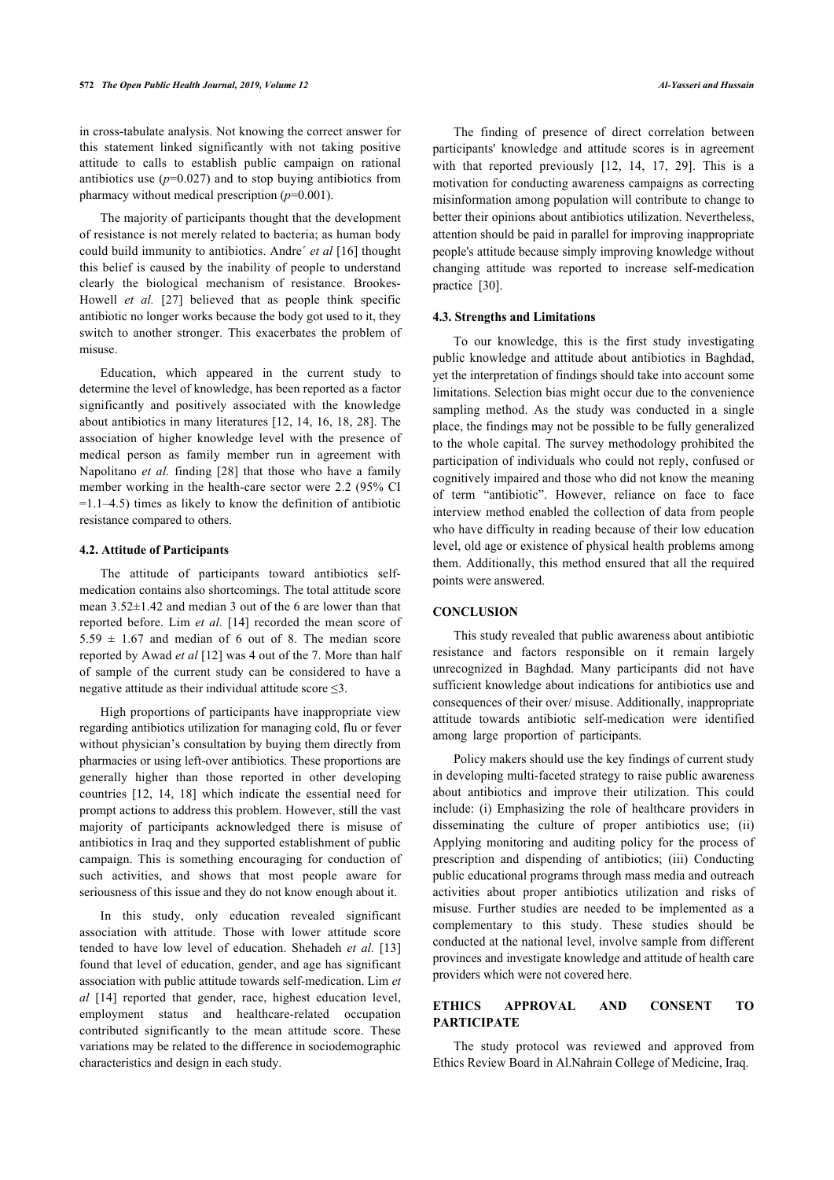in cross-tabulate analysis. Not knowing the correct answer for this statement linked significantly with not taking positive attitude to calls to establish public campaign on rational antibiotics use ($p$=0.027) and to stop buying antibiotics from pharmacy without medical prescription ($p$=0.001).

The majority of participants thought that the development of resistance is not merely related to bacteria; as human body could build immunity to antibiotics. Andre´ *et al* [16] thought this belief is caused by the inability of people to understand clearly the biological mechanism of resistance. Brookes-Howell *et al.* [27] believed that as people think specific antibiotic no longer works because the body got used to it, they switch to another stronger. This exacerbates the problem of misuse.

Education, which appeared in the current study to determine the level of knowledge, has been reported as a factor significantly and positively associated with the knowledge about antibiotics in many literatures [12, 14, 16, 18, 28]. The association of higher knowledge level with the presence of medical person as family member run in agreement with Napolitano *et al.* finding [28] that those who have a family member working in the health-care sector were 2.2 (95% CI =1.1–4.5) times as likely to know the definition of antibiotic resistance compared to others.

### 4.2. Attitude of Participants

The attitude of participants toward antibiotics self-medication contains also shortcomings. The total attitude score mean 3.52±1.42 and median 3 out of the 6 are lower than that reported before. Lim *et al.* [14] recorded the mean score of 5.59 ± 1.67 and median of 6 out of 8. The median score reported by Awad *et al* [12] was 4 out of the 7. More than half of sample of the current study can be considered to have a negative attitude as their individual attitude score ≤3.

High proportions of participants have inappropriate view regarding antibiotics utilization for managing cold, flu or fever without physician's consultation by buying them directly from pharmacies or using left-over antibiotics. These proportions are generally higher than those reported in other developing countries [12, 14, 18] which indicate the essential need for prompt actions to address this problem. However, still the vast majority of participants acknowledged there is misuse of antibiotics in Iraq and they supported establishment of public campaign. This is something encouraging for conduction of such activities, and shows that most people aware for seriousness of this issue and they do not know enough about it.

In this study, only education revealed significant association with attitude. Those with lower attitude score tended to have low level of education. Shehadeh *et al.* [13] found that level of education, gender, and age has significant association with public attitude towards self-medication. Lim *et al* [14] reported that gender, race, highest education level, employment status and healthcare-related occupation contributed significantly to the mean attitude score. These variations may be related to the difference in sociodemographic characteristics and design in each study.

The finding of presence of direct correlation between participants' knowledge and attitude scores is in agreement with that reported previously [12, 14, 17, 29]. This is a motivation for conducting awareness campaigns as correcting misinformation among population will contribute to change to better their opinions about antibiotics utilization. Nevertheless, attention should be paid in parallel for improving inappropriate people's attitude because simply improving knowledge without changing attitude was reported to increase self-medication practice [30].

### 4.3. Strengths and Limitations

To our knowledge, this is the first study investigating public knowledge and attitude about antibiotics in Baghdad, yet the interpretation of findings should take into account some limitations. Selection bias might occur due to the convenience sampling method. As the study was conducted in a single place, the findings may not be possible to be fully generalized to the whole capital. The survey methodology prohibited the participation of individuals who could not reply, confused or cognitively impaired and those who did not know the meaning of term "antibiotic". However, reliance on face to face interview method enabled the collection of data from people who have difficulty in reading because of their low education level, old age or existence of physical health problems among them. Additionally, this method ensured that all the required points were answered.

## CONCLUSION

This study revealed that public awareness about antibiotic resistance and factors responsible on it remain largely unrecognized in Baghdad. Many participants did not have sufficient knowledge about indications for antibiotics use and consequences of their over/ misuse. Additionally, inappropriate attitude towards antibiotic self-medication were identified among large proportion of participants.

Policy makers should use the key findings of current study in developing multi-faceted strategy to raise public awareness about antibiotics and improve their utilization. This could include: (i) Emphasizing the role of healthcare providers in disseminating the culture of proper antibiotics use; (ii) Applying monitoring and auditing policy for the process of prescription and dispending of antibiotics; (iii) Conducting public educational programs through mass media and outreach activities about proper antibiotics utilization and risks of misuse. Further studies are needed to be implemented as a complementary to this study. These studies should be conducted at the national level, involve sample from different provinces and investigate knowledge and attitude of health care providers which were not covered here.

## ETHICS APPROVAL AND CONSENT TO PARTICIPATE

The study protocol was reviewed and approved from Ethics Review Board in Al.Nahrain College of Medicine, Iraq.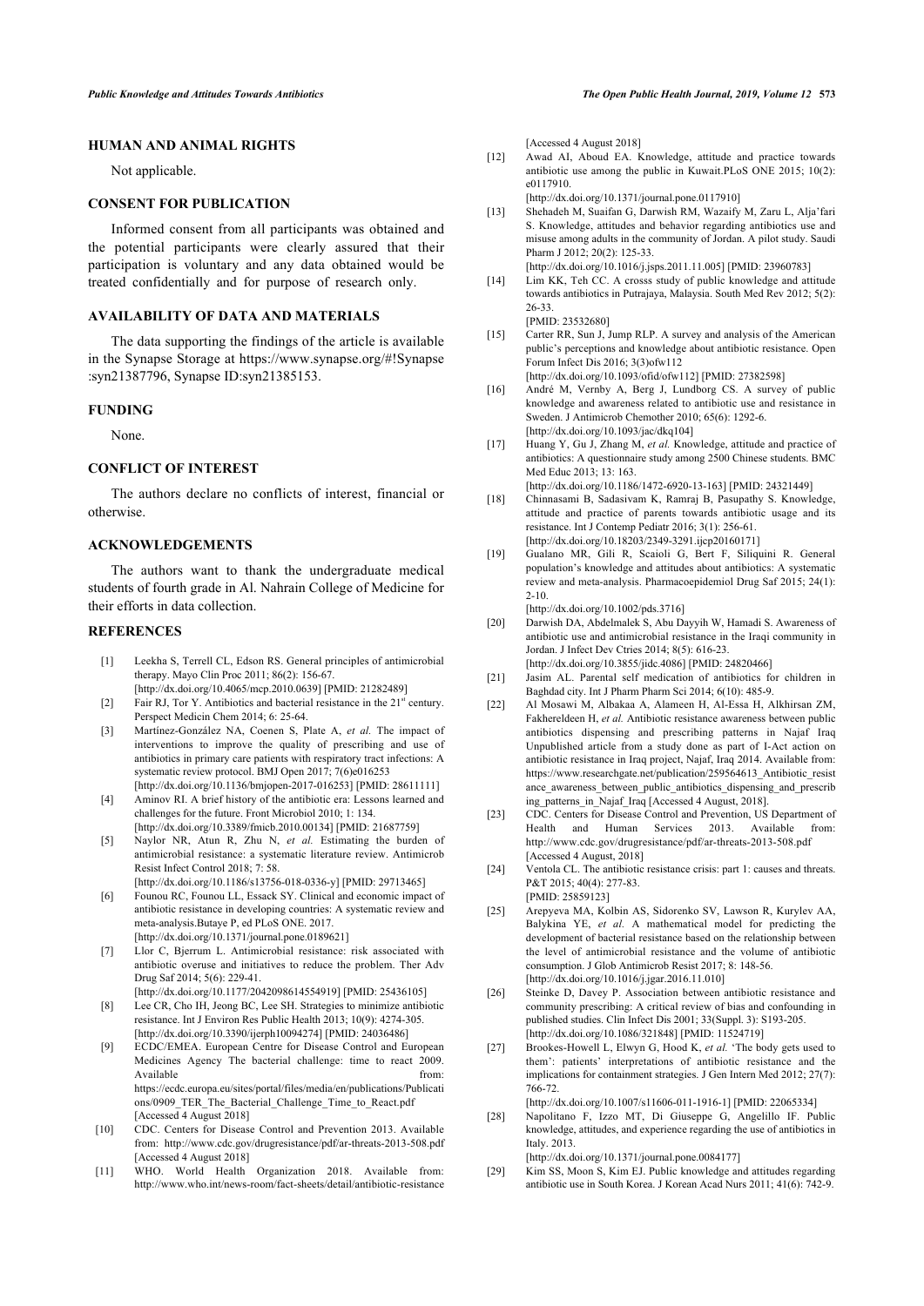## HUMAN AND ANIMAL RIGHTS

Not applicable.

## CONSENT FOR PUBLICATION

Informed consent from all participants was obtained and the potential participants were clearly assured that their participation is voluntary and any data obtained would be treated confidentially and for purpose of research only.

## AVAILABILITY OF DATA AND MATERIALS

The data supporting the findings of the article is available in the Synapse Storage at https://www.synapse.org/#!Synapse:syn21387796, Synapse ID:syn21385153.

## FUNDING

None.

## CONFLICT OF INTEREST

The authors declare no conflicts of interest, financial or otherwise.

## ACKNOWLEDGEMENTS

The authors want to thank the undergraduate medical students of fourth grade in Al. Nahrain College of Medicine for their efforts in data collection.

## REFERENCES

[1] Leekha S, Terrell CL, Edson RS. General principles of antimicrobial therapy. Mayo Clin Proc 2011; 86(2): 156-67. [http://dx.doi.org/10.4065/mcp.2010.0639] [PMID: 21282489]

[2] Fair RJ, Tor Y. Antibiotics and bacterial resistance in the 21st century. Perspect Medicin Chem 2014; 6: 25-64.

[3] Martínez-González NA, Coenen S, Plate A, *et al.* The impact of interventions to improve the quality of prescribing and use of antibiotics in primary care patients with respiratory tract infections: A systematic review protocol. BMJ Open 2017; 7(6)e016253 [http://dx.doi.org/10.1136/bmjopen-2017-016253] [PMID: 28611111]

[4] Aminov RI. A brief history of the antibiotic era: Lessons learned and challenges for the future. Front Microbiol 2010; 1: 134. [http://dx.doi.org/10.3389/fmicb.2010.00134] [PMID: 21687759]

[5] Naylor NR, Atun R, Zhu N, *et al.* Estimating the burden of antimicrobial resistance: a systematic literature review. Antimicrob Resist Infect Control 2018; 7: 58. [http://dx.doi.org/10.1186/s13756-018-0336-y] [PMID: 29713465]

[6] Founou RC, Founou LL, Essack SY. Clinical and economic impact of antibiotic resistance in developing countries: A systematic review and meta-analysis.Butaye P, ed PLoS ONE. 2017. [http://dx.doi.org/10.1371/journal.pone.0189621]

[7] Llor C, Bjerrum L. Antimicrobial resistance: risk associated with antibiotic overuse and initiatives to reduce the problem. Ther Adv Drug Saf 2014; 5(6): 229-41. [http://dx.doi.org/10.1177/2042098614554919] [PMID: 25436105]

[8] Lee CR, Cho IH, Jeong BC, Lee SH. Strategies to minimize antibiotic resistance. Int J Environ Res Public Health 2013; 10(9): 4274-305. [http://dx.doi.org/10.3390/ijerph10094274] [PMID: 24036486]

[9] ECDC/EMEA. European Centre for Disease Control and European Medicines Agency The bacterial challenge: time to react 2009. Available from: https://ecdc.europa.eu/sites/portal/files/media/en/publications/Publications/0909_TER_The_Bacterial_Challenge_Time_to_React.pdf [Accessed 4 August 2018]

[10] CDC. Centers for Disease Control and Prevention 2013. Available from: http://www.cdc.gov/drugresistance/pdf/ar-threats-2013-508.pdf [Accessed 4 August 2018]

[11] WHO. World Health Organization 2018. Available from: http://www.who.int/news-room/fact-sheets/detail/antibiotic-resistance [Accessed 4 August 2018]

[12] Awad AI, Aboud EA. Knowledge, attitude and practice towards antibiotic use among the public in Kuwait.PLoS ONE 2015; 10(2): e0117910. [http://dx.doi.org/10.1371/journal.pone.0117910]

[13] Shehadeh M, Suaifan G, Darwish RM, Wazaify M, Zaru L, Alja'fari S. Knowledge, attitudes and behavior regarding antibiotics use and misuse among adults in the community of Jordan. A pilot study. Saudi Pharm J 2012; 20(2): 125-33. [http://dx.doi.org/10.1016/j.jsps.2011.11.005] [PMID: 23960783]

[14] Lim KK, Teh CC. A crosss study of public knowledge and attitude towards antibiotics in Putrajaya, Malaysia. South Med Rev 2012; 5(2): 26-33. [PMID: 23532680]

[15] Carter RR, Sun J, Jump RLP. A survey and analysis of the American public's perceptions and knowledge about antibiotic resistance. Open Forum Infect Dis 2016; 3(3)ofw112 [http://dx.doi.org/10.1093/ofid/ofw112] [PMID: 27382598]

[16] André M, Vernby A, Berg J, Lundborg CS. A survey of public knowledge and awareness related to antibiotic use and resistance in Sweden. J Antimicrob Chemother 2010; 65(6): 1292-6. [http://dx.doi.org/10.1093/jac/dkq104]

[17] Huang Y, Gu J, Zhang M, *et al.* Knowledge, attitude and practice of antibiotics: A questionnaire study among 2500 Chinese students. BMC Med Educ 2013; 13: 163. [http://dx.doi.org/10.1186/1472-6920-13-163] [PMID: 24321449]

[18] Chinnasami B, Sadasivam K, Ramraj B, Pasupathy S. Knowledge, attitude and practice of parents towards antibiotic usage and its resistance. Int J Contemp Pediatr 2016; 3(1): 256-61. [http://dx.doi.org/10.18203/2349-3291.ijcp20160171]

[19] Gualano MR, Gili R, Scaioli G, Bert F, Siliquini R. General population's knowledge and attitudes about antibiotics: A systematic review and meta-analysis. Pharmacoepidemiol Drug Saf 2015; 24(1): 2-10. [http://dx.doi.org/10.1002/pds.3716]

[20] Darwish DA, Abdelmalek S, Abu Dayyih W, Hamadi S. Awareness of antibiotic use and antimicrobial resistance in the Iraqi community in Jordan. J Infect Dev Ctries 2014; 8(5): 616-23. [http://dx.doi.org/10.3855/jidc.4086] [PMID: 24820466]

[21] Jasim AL. Parental self medication of antibiotics for children in Baghdad city. Int J Pharm Pharm Sci 2014; 6(10): 485-9.

[22] Al Mosawi M, Albakaa A, Alameen H, Al-Essa H, Alkhirsan ZM, Fakhereldeen H, *et al.* Antibiotic resistance awareness between public antibiotics dispensing and prescribing patterns in Najaf Iraq Unpublished article from a study done as part of I-Act action on antibiotic resistance in Iraq project, Najaf, Iraq 2014. Available from: https://www.researchgate.net/publication/259564613_Antibiotic_resistance_awareness_between_public_antibiotics_dispensing_and_prescribing_patterns_in_Najaf_Iraq [Accessed 4 August, 2018].

[23] CDC. Centers for Disease Control and Prevention, US Department of Health and Human Services 2013. Available from: http://www.cdc.gov/drugresistance/pdf/ar-threats-2013-508.pdf [Accessed 4 August, 2018]

[24] Ventola CL. The antibiotic resistance crisis: part 1: causes and threats. P&T 2015; 40(4): 277-83. [PMID: 25859123]

[25] Arepyeva MA, Kolbin AS, Sidorenko SV, Lawson R, Kurylev AA, Balykina YE, *et al.* A mathematical model for predicting the development of bacterial resistance based on the relationship between the level of antimicrobial resistance and the volume of antibiotic consumption. J Glob Antimicrob Resist 2017; 8: 148-56. [http://dx.doi.org/10.1016/j.jgar.2016.11.010]

[26] Steinke D, Davey P. Association between antibiotic resistance and community prescribing: A critical review of bias and confounding in published studies. Clin Infect Dis 2001; 33(Suppl. 3): S193-205. [http://dx.doi.org/10.1086/321848] [PMID: 11524719]

[27] Brookes-Howell L, Elwyn G, Hood K, *et al.* 'The body gets used to them': patients' interpretations of antibiotic resistance and the implications for containment strategies. J Gen Intern Med 2012; 27(7): 766-72. [http://dx.doi.org/10.1007/s11606-011-1916-1] [PMID: 22065334]

[28] Napolitano F, Izzo MT, Di Giuseppe G, Angelillo IF. Public knowledge, attitudes, and experience regarding the use of antibiotics in Italy. 2013. [http://dx.doi.org/10.1371/journal.pone.0084177]

[29] Kim SS, Moon S, Kim EJ. Public knowledge and attitudes regarding antibiotic use in South Korea. J Korean Acad Nurs 2011; 41(6): 742-9.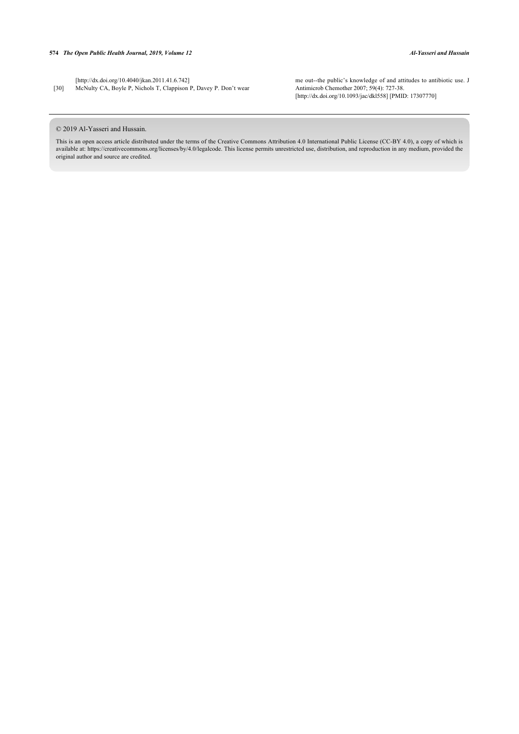[http://dx.doi.org/10.4040/jkan.2011.41.6.742]

[30] McNulty CA, Boyle P, Nichols T, Clappison P, Davey P. Don't wear me out--the public's knowledge of and attitudes to antibiotic use. J Antimicrob Chemother 2007; 59(4): 727-38. [http://dx.doi.org/10.1093/jac/dkl558] [PMID: 17307770]

---

© 2019 Al-Yasseri and Hussain.

This is an open access article distributed under the terms of the Creative Commons Attribution 4.0 International Public License (CC-BY 4.0), a copy of which is available at: https://creativecommons.org/licenses/by/4.0/legalcode. This license permits unrestricted use, distribution, and reproduction in any medium, provided the original author and source are credited.